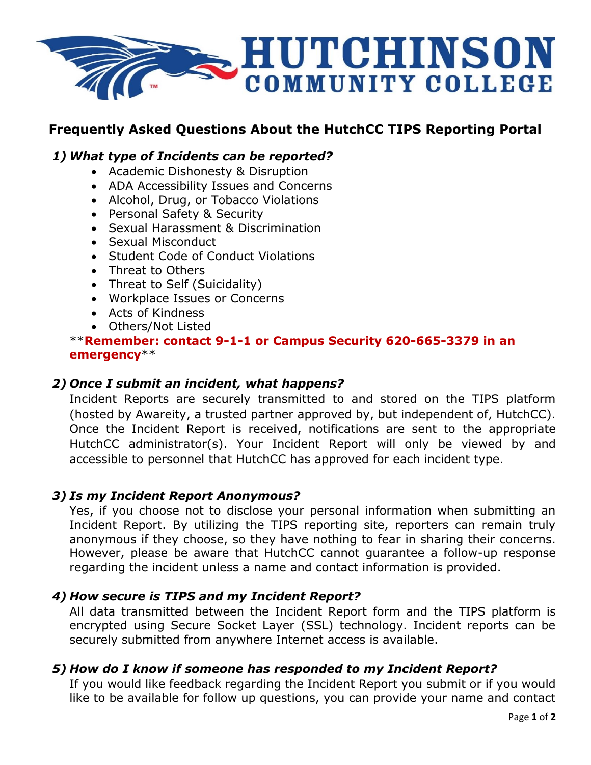# HUTCHINSON COMMUNITY COLLEGE

## Frequently Asked Questions About the HutchCC TIPS Reporting Portal

### *1) What type of Incidents can be reported?*

- Academic Dishonesty & Disruption
- ADA Accessibility Issues and Concerns
- Alcohol, Drug, or Tobacco Violations
- Personal Safety & Security
- Sexual Harassment & Discrimination
- Sexual Misconduct
- Student Code of Conduct Violations
- Threat to Others
- Threat to Self (Suicidality)
- Workplace Issues or Concerns
- Acts of Kindness
- Others/Not Listed

\*\***Remember: contact 9-1-1 or Campus Security 620-665-3379 in an emergency**\*\*

### *2) Once I submit an incident, what happens?*

Incident Reports are securely transmitted to and stored on the TIPS platform (hosted by Awareity, a trusted partner approved by, but independent of, HutchCC). Once the Incident Report is received, notifications are sent to the appropriate HutchCC administrator(s). Your Incident Report will only be viewed by and accessible to personnel that HutchCC has approved for each incident type.

### *3) Is my Incident Report Anonymous?*

Yes, if you choose not to disclose your personal information when submitting an Incident Report. By utilizing the TIPS reporting site, reporters can remain truly anonymous if they choose, so they have nothing to fear in sharing their concerns. However, please be aware that HutchCC cannot guarantee a follow-up response regarding the incident unless a name and contact information is provided.

### *4) How secure is TIPS and my Incident Report?*

All data transmitted between the Incident Report form and the TIPS platform is encrypted using Secure Socket Layer (SSL) technology. Incident reports can be securely submitted from anywhere Internet access is available.

### *5) How do I know if someone has responded to my Incident Report?*

If you would like feedback regarding the Incident Report you submit or if you would like to be available for follow up questions, you can provide your name and contact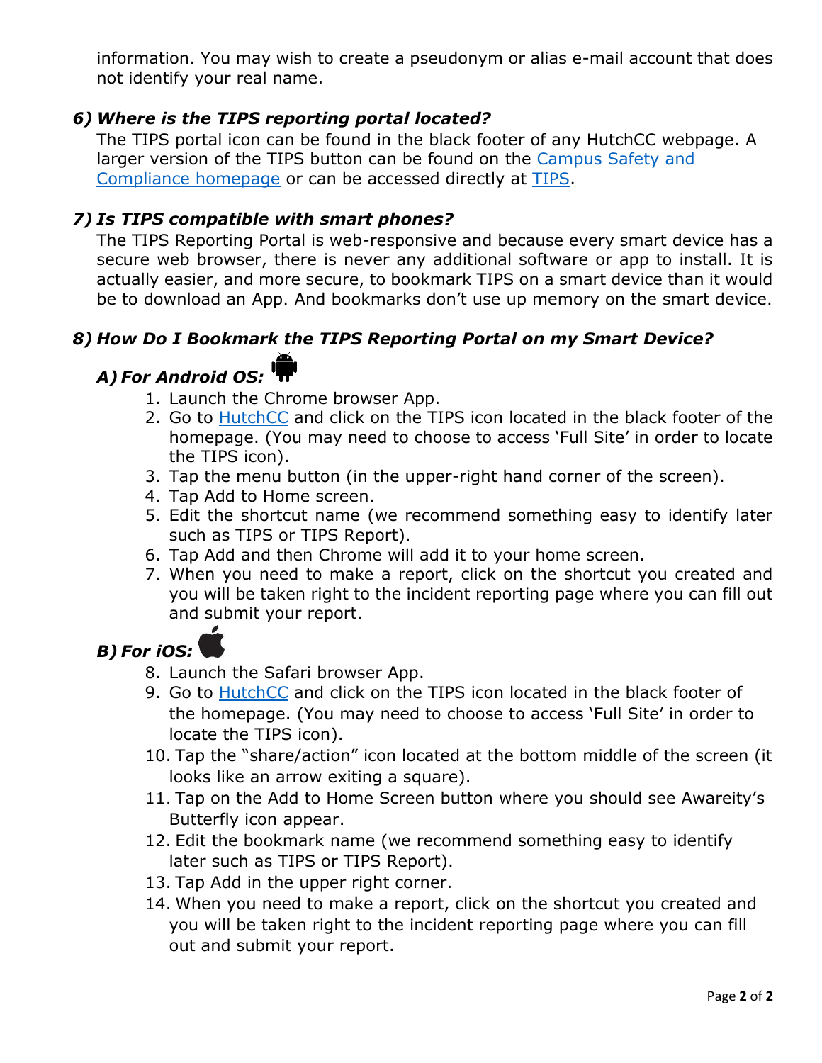information. You may wish to create a pseudonym or alias e-mail account that does not identify your real name.

### *6) Where is the TIPS reporting portal located?*

The TIPS portal icon can be found in the black footer of any HutchCC webpage. A larger version of the TIPS button can be found on the Campus Safety and Compliance homepage or can be accessed directly at TIPS.

### *7) Is TIPS compatible with smart phones?*

The TIPS Reporting Portal is web-responsive and because every smart device has a secure web browser, there is never any additional software or app to install. It is actually easier, and more secure, to bookmark TIPS on a smart device than it would be to download an App. And bookmarks don't use up memory on the smart device.

### *8) How Do I Bookmark the TIPS Reporting Portal on my Smart Device?*

#### *A) For Android OS:*

1. Launch the Chrome browser App.
2. Go to HutchCC and click on the TIPS icon located in the black footer of the homepage. (You may need to choose to access 'Full Site' in order to locate the TIPS icon).
3. Tap the menu button (in the upper-right hand corner of the screen).
4. Tap Add to Home screen.
5. Edit the shortcut name (we recommend something easy to identify later such as TIPS or TIPS Report).
6. Tap Add and then Chrome will add it to your home screen.
7. When you need to make a report, click on the shortcut you created and you will be taken right to the incident reporting page where you can fill out and submit your report.

#### *B) For iOS:*

8. Launch the Safari browser App.
9. Go to HutchCC and click on the TIPS icon located in the black footer of the homepage. (You may need to choose to access 'Full Site' in order to locate the TIPS icon).
10. Tap the "share/action" icon located at the bottom middle of the screen (it looks like an arrow exiting a square).
11. Tap on the Add to Home Screen button where you should see Awareity's Butterfly icon appear.
12. Edit the bookmark name (we recommend something easy to identify later such as TIPS or TIPS Report).
13. Tap Add in the upper right corner.
14. When you need to make a report, click on the shortcut you created and you will be taken right to the incident reporting page where you can fill out and submit your report.